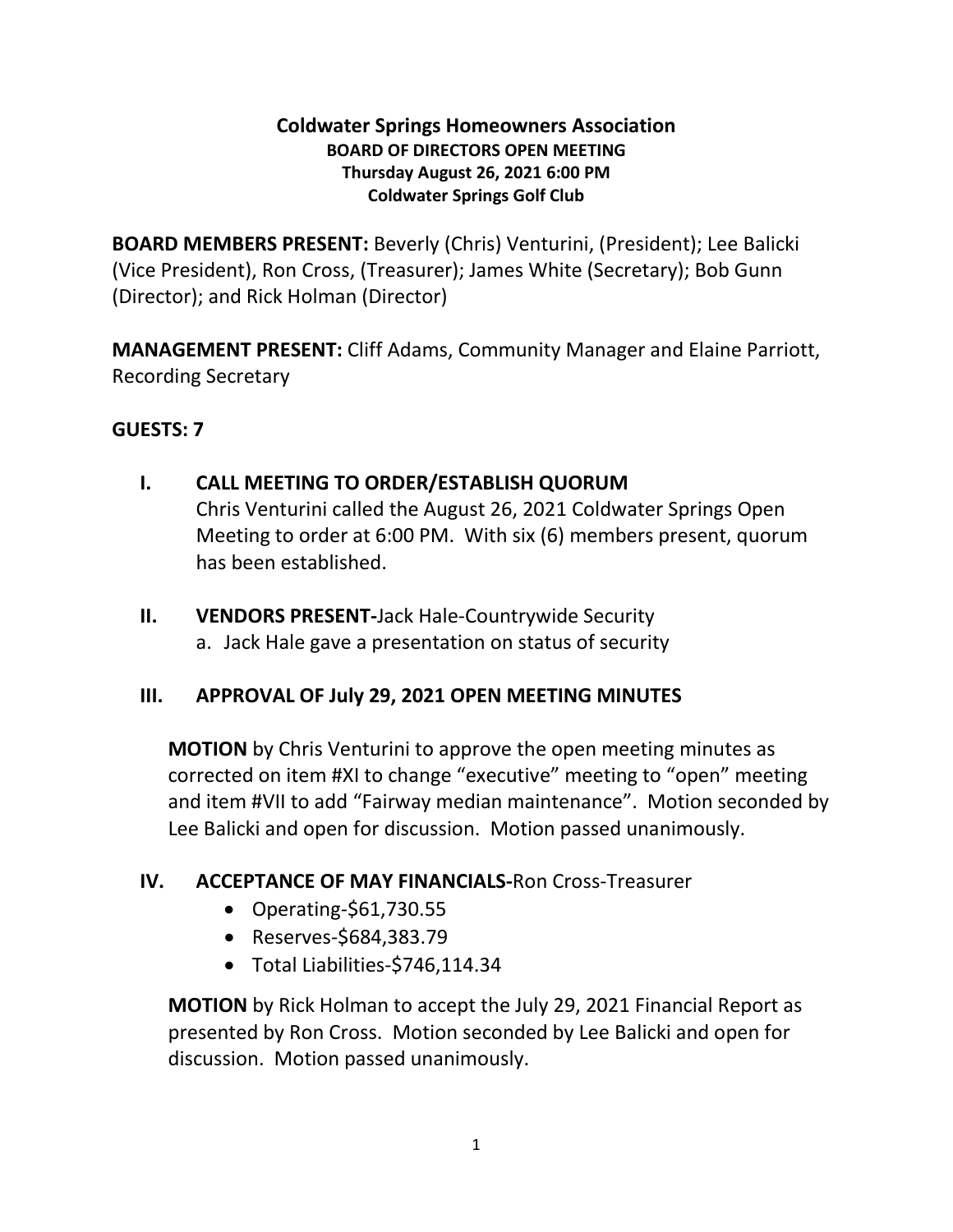# Coldwater Springs Homeowners Association

**BOARD OF DIRECTORS OPEN MEETING**
**Thursday August 26, 2021 6:00 PM**
**Coldwater Springs Golf Club**

**BOARD MEMBERS PRESENT:** Beverly (Chris) Venturini, (President); Lee Balicki (Vice President), Ron Cross, (Treasurer); James White (Secretary); Bob Gunn (Director); and Rick Holman (Director)

**MANAGEMENT PRESENT:** Cliff Adams, Community Manager and Elaine Parriott, Recording Secretary

**GUESTS: 7**

## I. CALL MEETING TO ORDER/ESTABLISH QUORUM

Chris Venturini called the August 26, 2021 Coldwater Springs Open Meeting to order at 6:00 PM. With six (6) members present, quorum has been established.

## II. VENDORS PRESENT-Jack Hale-Countrywide Security

a. Jack Hale gave a presentation on status of security

## III. APPROVAL OF July 29, 2021 OPEN MEETING MINUTES

**MOTION** by Chris Venturini to approve the open meeting minutes as corrected on item #XI to change "executive" meeting to "open" meeting and item #VII to add "Fairway median maintenance". Motion seconded by Lee Balicki and open for discussion. Motion passed unanimously.

## IV. ACCEPTANCE OF MAY FINANCIALS-Ron Cross-Treasurer

- Operating-$61,730.55
- Reserves-$684,383.79
- Total Liabilities-$746,114.34

**MOTION** by Rick Holman to accept the July 29, 2021 Financial Report as presented by Ron Cross. Motion seconded by Lee Balicki and open for discussion. Motion passed unanimously.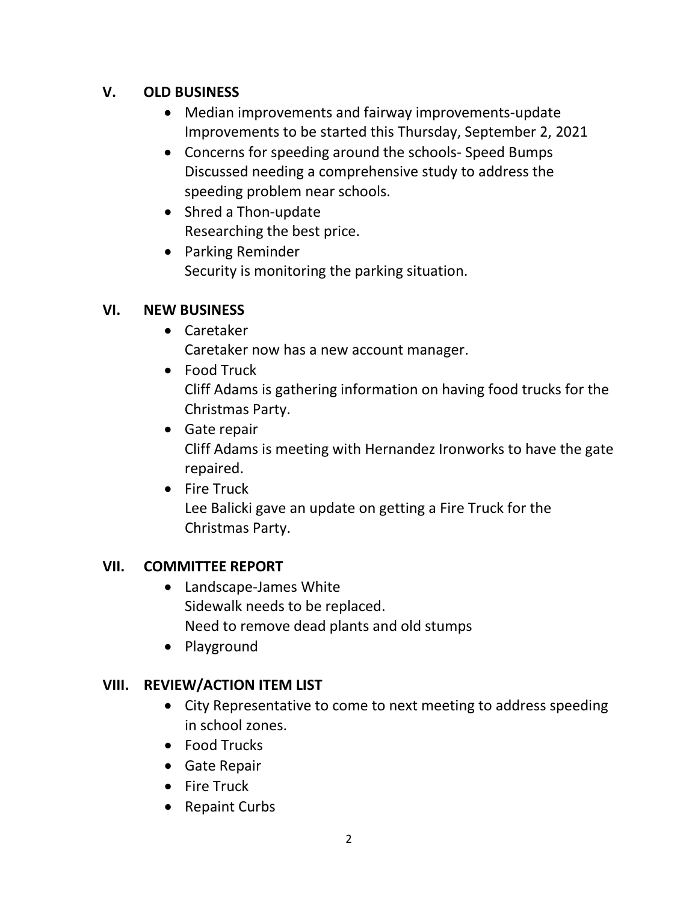## V. OLD BUSINESS

- Median improvements and fairway improvements-update
  Improvements to be started this Thursday, September 2, 2021
- Concerns for speeding around the schools- Speed Bumps
  Discussed needing a comprehensive study to address the speeding problem near schools.
- Shred a Thon-update
  Researching the best price.
- Parking Reminder
  Security is monitoring the parking situation.

## VI. NEW BUSINESS

- Caretaker
  Caretaker now has a new account manager.
- Food Truck
  Cliff Adams is gathering information on having food trucks for the Christmas Party.
- Gate repair
  Cliff Adams is meeting with Hernandez Ironworks to have the gate repaired.
- Fire Truck
  Lee Balicki gave an update on getting a Fire Truck for the Christmas Party.

## VII. COMMITTEE REPORT

- Landscape-James White
  Sidewalk needs to be replaced.
  Need to remove dead plants and old stumps
- Playground

## VIII. REVIEW/ACTION ITEM LIST

- City Representative to come to next meeting to address speeding in school zones.
- Food Trucks
- Gate Repair
- Fire Truck
- Repaint Curbs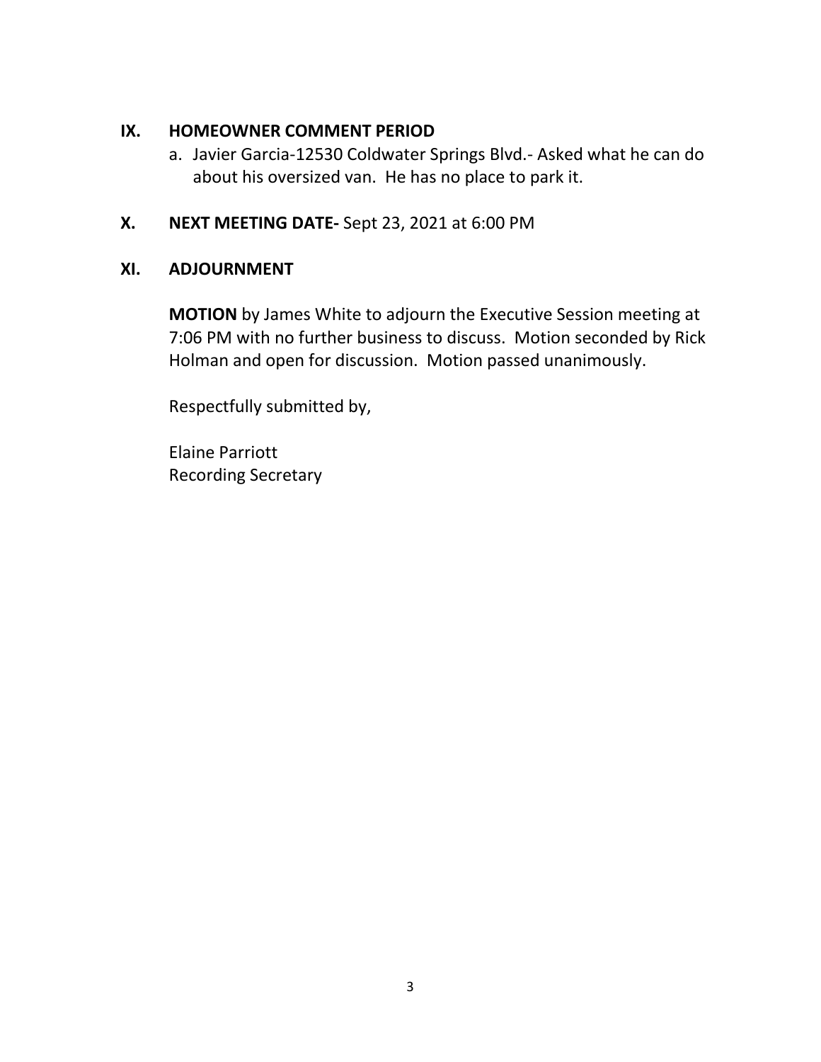## IX. HOMEOWNER COMMENT PERIOD

a. Javier Garcia-12530 Coldwater Springs Blvd.- Asked what he can do about his oversized van. He has no place to park it.

## X. NEXT MEETING DATE- Sept 23, 2021 at 6:00 PM

## XI. ADJOURNMENT

**MOTION** by James White to adjourn the Executive Session meeting at 7:06 PM with no further business to discuss. Motion seconded by Rick Holman and open for discussion. Motion passed unanimously.

Respectfully submitted by,

Elaine Parriott
Recording Secretary